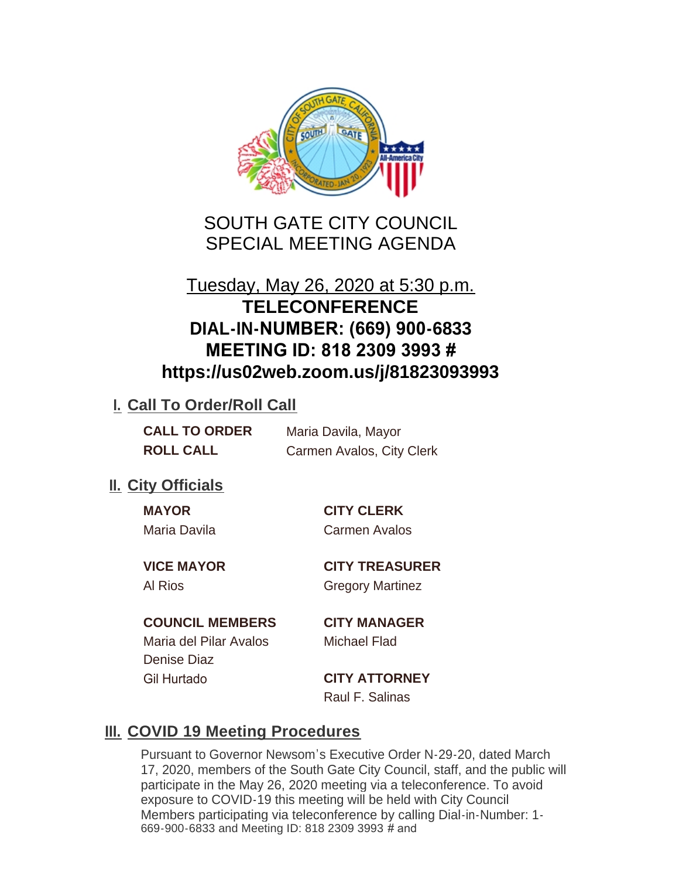# SOUTH GATE CITY COUNCIL
# SPECIAL MEETING AGENDA

Tuesday, May 26, 2020 at 5:30 p.m.

**TELECONFERENCE**
**DIAL-IN-NUMBER: (669) 900-6833**
**MEETING ID: 818 2309 3993 #**
**https://us02web.zoom.us/j/81823093993**

## I. Call To Order/Roll Call

**CALL TO ORDER** Maria Davila, Mayor
**ROLL CALL** Carmen Avalos, City Clerk

## II. City Officials

**MAYOR**
Maria Davila

**VICE MAYOR**
Al Rios

**COUNCIL MEMBERS**
Maria del Pilar Avalos
Denise Diaz
Gil Hurtado

**CITY CLERK**
Carmen Avalos

**CITY TREASURER**
Gregory Martinez

**CITY MANAGER**
Michael Flad

**CITY ATTORNEY**
Raul F. Salinas

## III. COVID 19 Meeting Procedures

Pursuant to Governor Newsom's Executive Order N-29-20, dated March 17, 2020, members of the South Gate City Council, staff, and the public will participate in the May 26, 2020 meeting via a teleconference. To avoid exposure to COVID-19 this meeting will be held with City Council Members participating via teleconference by calling Dial-in-Number: 1-669-900-6833 and Meeting ID: 818 2309 3993 # and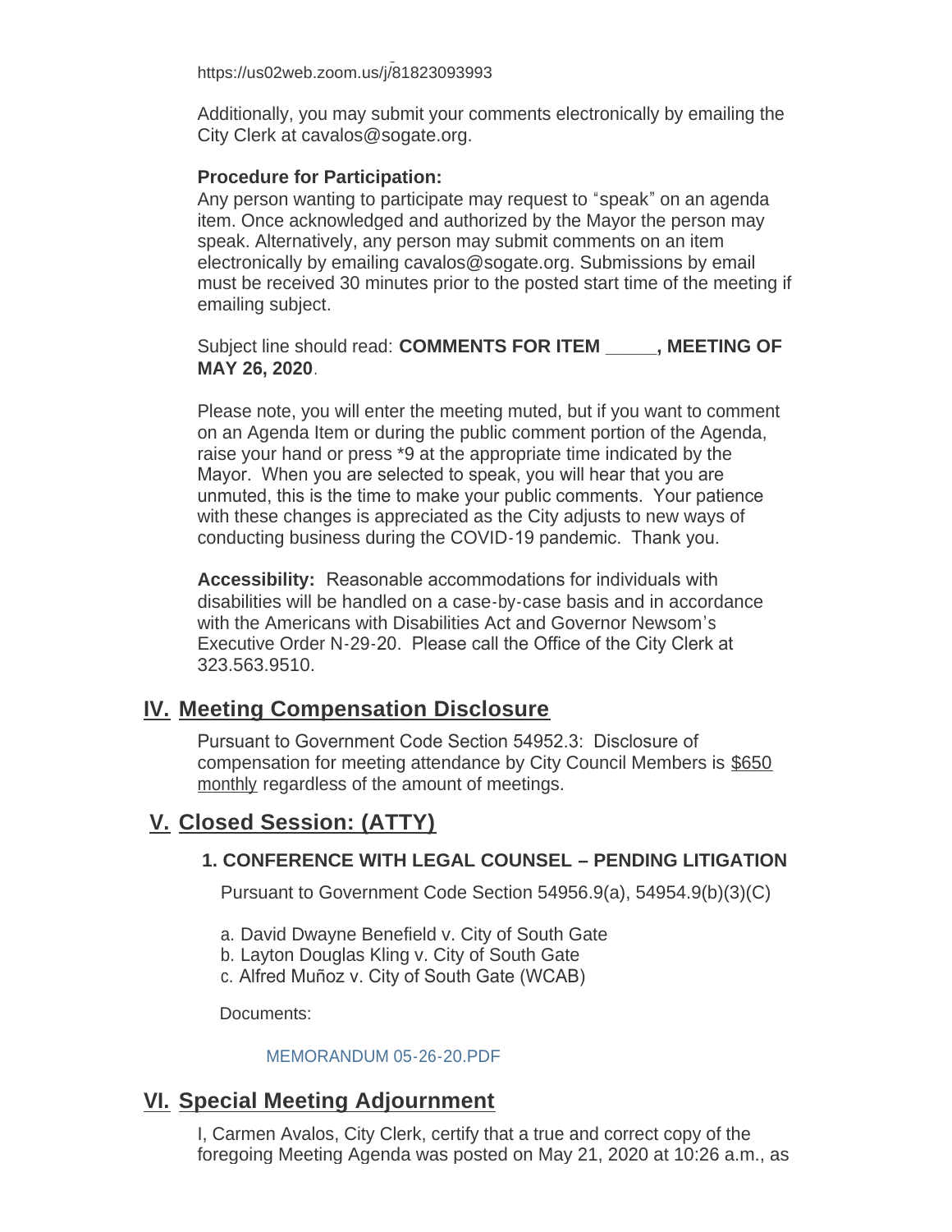https://us02web.zoom.us/j/81823093993

Additionally, you may submit your comments electronically by emailing the City Clerk at cavalos@sogate.org.

**Procedure for Participation:**
Any person wanting to participate may request to "speak" on an agenda item. Once acknowledged and authorized by the Mayor the person may speak. Alternatively, any person may submit comments on an item electronically by emailing cavalos@sogate.org. Submissions by email must be received 30 minutes prior to the posted start time of the meeting if emailing subject.

Subject line should read: **COMMENTS FOR ITEM _____, MEETING OF MAY 26, 2020**.

Please note, you will enter the meeting muted, but if you want to comment on an Agenda Item or during the public comment portion of the Agenda, raise your hand or press *9 at the appropriate time indicated by the Mayor. When you are selected to speak, you will hear that you are unmuted, this is the time to make your public comments. Your patience with these changes is appreciated as the City adjusts to new ways of conducting business during the COVID-19 pandemic. Thank you.

**Accessibility:** Reasonable accommodations for individuals with disabilities will be handled on a case-by-case basis and in accordance with the Americans with Disabilities Act and Governor Newsom's Executive Order N-29-20. Please call the Office of the City Clerk at 323.563.9510.

## IV. Meeting Compensation Disclosure

Pursuant to Government Code Section 54952.3: Disclosure of compensation for meeting attendance by City Council Members is $650 monthly regardless of the amount of meetings.

## V. Closed Session: (ATTY)

### 1. CONFERENCE WITH LEGAL COUNSEL – PENDING LITIGATION

Pursuant to Government Code Section 54956.9(a), 54954.9(b)(3)(C)

a. David Dwayne Benefield v. City of South Gate
b. Layton Douglas Kling v. City of South Gate
c. Alfred Muñoz v. City of South Gate (WCAB)

Documents:

MEMORANDUM 05-26-20.PDF

## VI. Special Meeting Adjournment

I, Carmen Avalos, City Clerk, certify that a true and correct copy of the foregoing Meeting Agenda was posted on May 21, 2020 at 10:26 a.m., as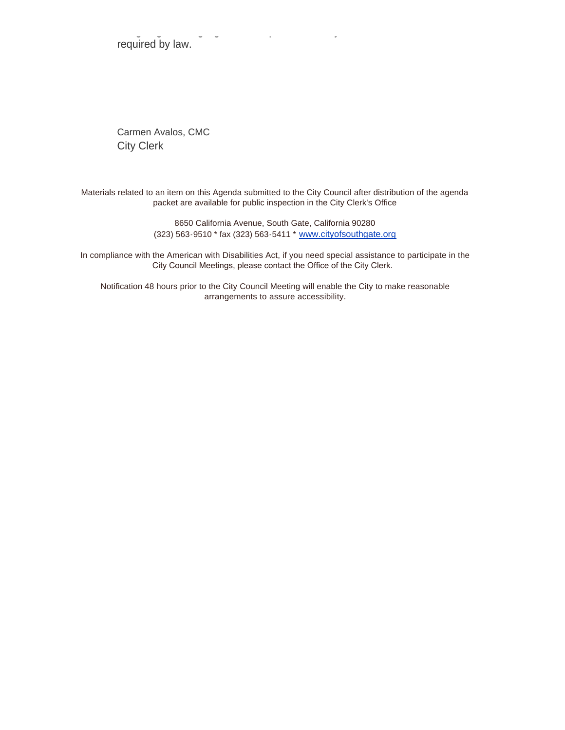required by law.

Carmen Avalos, CMC
City Clerk

Materials related to an item on this Agenda submitted to the City Council after distribution of the agenda packet are available for public inspection in the City Clerk's Office

8650 California Avenue, South Gate, California 90280
(323) 563-9510 * fax (323) 563-5411 * [www.cityofsouthgate.org](http://www.cityofsouthgate.org)

In compliance with the American with Disabilities Act, if you need special assistance to participate in the City Council Meetings, please contact the Office of the City Clerk.

Notification 48 hours prior to the City Council Meeting will enable the City to make reasonable arrangements to assure accessibility.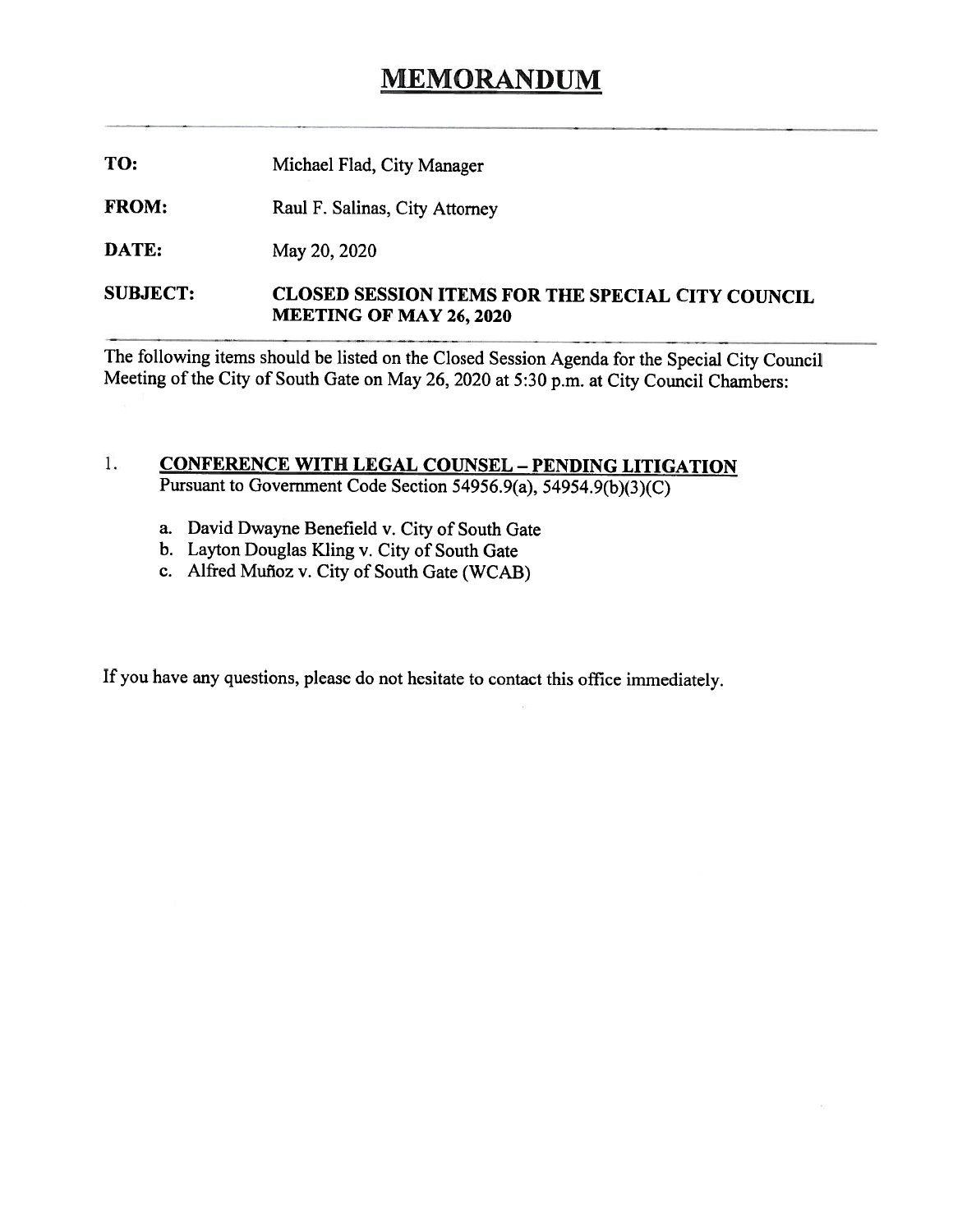# MEMORANDUM

| | |
|---|---|
| **TO:** | Michael Flad, City Manager |
| **FROM:** | Raul F. Salinas, City Attorney |
| **DATE:** | May 20, 2020 |
| **SUBJECT:** | **CLOSED SESSION ITEMS FOR THE SPECIAL CITY COUNCIL MEETING OF MAY 26, 2020** |

The following items should be listed on the Closed Session Agenda for the Special City Council Meeting of the City of South Gate on May 26, 2020 at 5:30 p.m. at City Council Chambers:

1. **CONFERENCE WITH LEGAL COUNSEL – PENDING LITIGATION**
   Pursuant to Government Code Section 54956.9(a), 54954.9(b)(3)(C)

   a. David Dwayne Benefield v. City of South Gate
   b. Layton Douglas Kling v. City of South Gate
   c. Alfred Muñoz v. City of South Gate (WCAB)

If you have any questions, please do not hesitate to contact this office immediately.